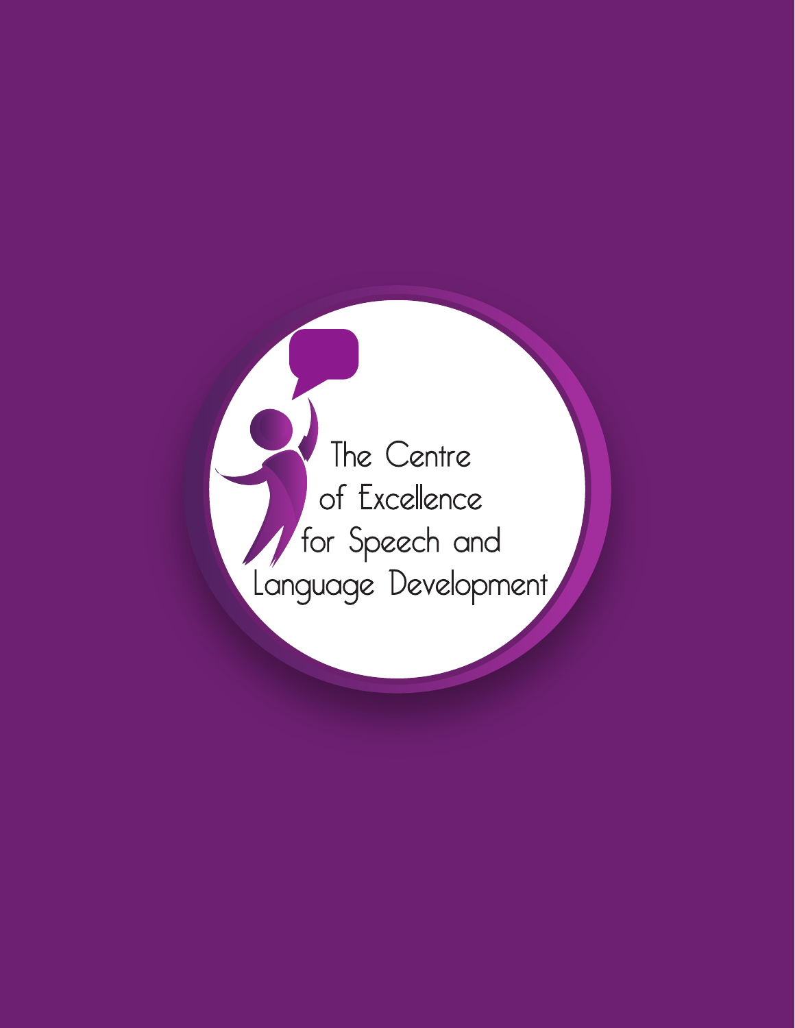# The Centre of Excellence for Speech and Language Development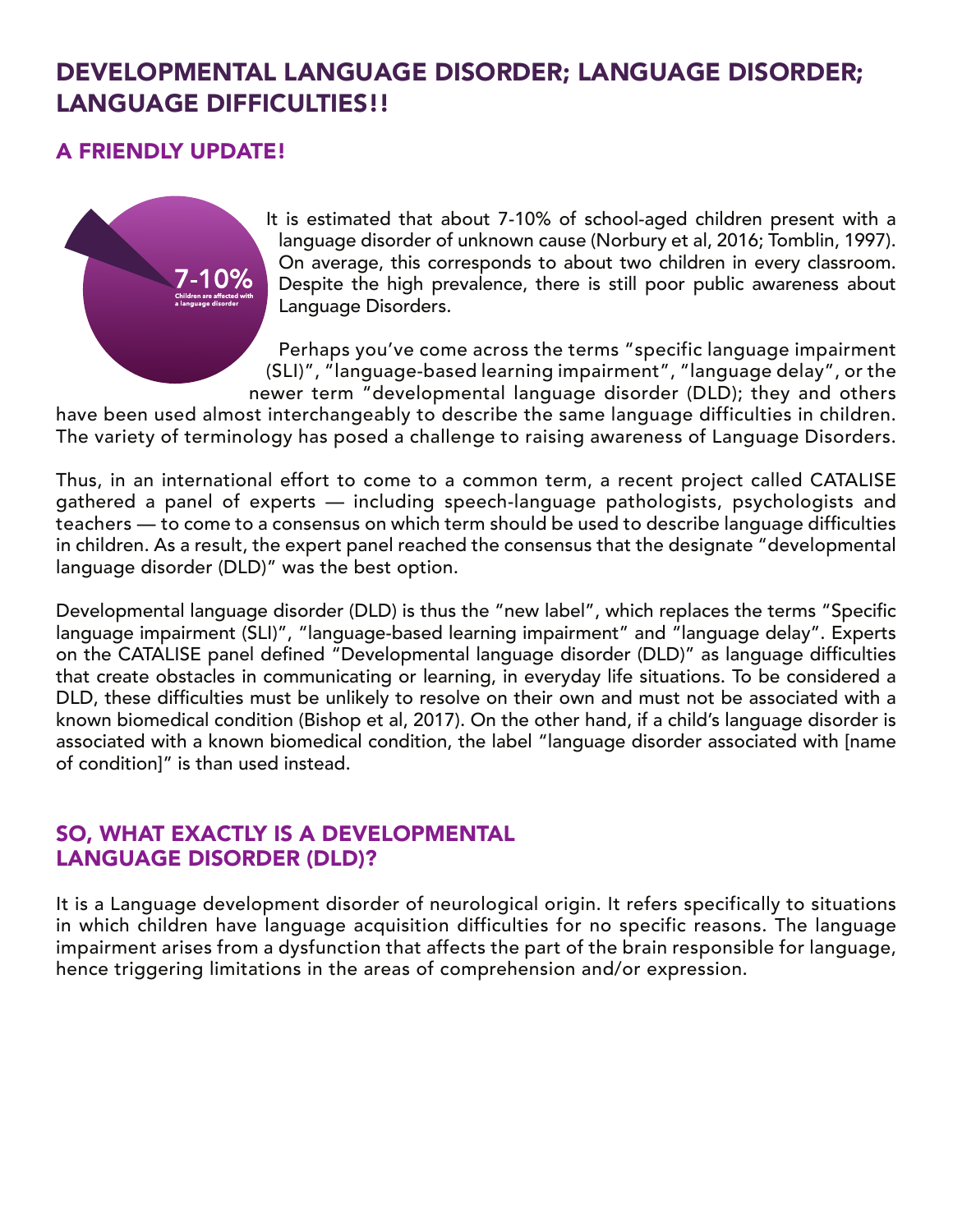# DEVELOPMENTAL LANGUAGE DISORDER; LANGUAGE DISORDER; LANGUAGE DIFFICULTIES!!

## A FRIENDLY UPDATE!

7-10%
Children are affected with a language disorder

It is estimated that about 7-10% of school-aged children present with a language disorder of unknown cause (Norbury et al, 2016; Tomblin, 1997). On average, this corresponds to about two children in every classroom. Despite the high prevalence, there is still poor public awareness about Language Disorders.

Perhaps you've come across the terms "specific language impairment (SLI)", "language-based learning impairment", "language delay", or the newer term "developmental language disorder (DLD); they and others have been used almost interchangeably to describe the same language difficulties in children. The variety of terminology has posed a challenge to raising awareness of Language Disorders.

Thus, in an international effort to come to a common term, a recent project called CATALISE gathered a panel of experts — including speech-language pathologists, psychologists and teachers — to come to a consensus on which term should be used to describe language difficulties in children. As a result, the expert panel reached the consensus that the designate "developmental language disorder (DLD)" was the best option.

Developmental language disorder (DLD) is thus the "new label", which replaces the terms "Specific language impairment (SLI)", "language-based learning impairment" and "language delay". Experts on the CATALISE panel defined "Developmental language disorder (DLD)" as language difficulties that create obstacles in communicating or learning, in everyday life situations. To be considered a DLD, these difficulties must be unlikely to resolve on their own and must not be associated with a known biomedical condition (Bishop et al, 2017). On the other hand, if a child's language disorder is associated with a known biomedical condition, the label "language disorder associated with [name of condition]" is than used instead.

## SO, WHAT EXACTLY IS A DEVELOPMENTAL LANGUAGE DISORDER (DLD)?

It is a Language development disorder of neurological origin. It refers specifically to situations in which children have language acquisition difficulties for no specific reasons. The language impairment arises from a dysfunction that affects the part of the brain responsible for language, hence triggering limitations in the areas of comprehension and/or expression.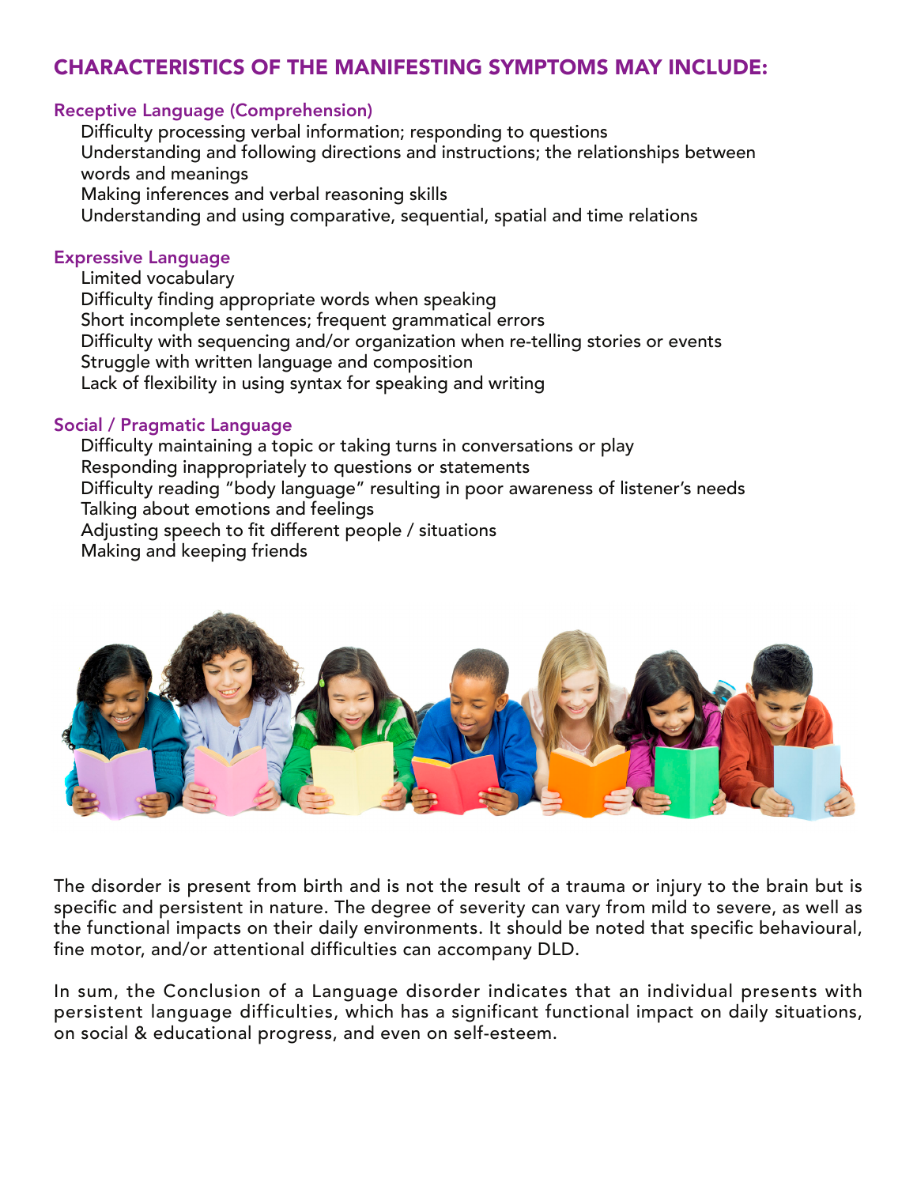## CHARACTERISTICS OF THE MANIFESTING SYMPTOMS MAY INCLUDE:

### Receptive Language (Comprehension)

Difficulty processing verbal information; responding to questions
Understanding and following directions and instructions; the relationships between words and meanings
Making inferences and verbal reasoning skills
Understanding and using comparative, sequential, spatial and time relations

### Expressive Language

Limited vocabulary
Difficulty finding appropriate words when speaking
Short incomplete sentences; frequent grammatical errors
Difficulty with sequencing and/or organization when re-telling stories or events
Struggle with written language and composition
Lack of flexibility in using syntax for speaking and writing

### Social / Pragmatic Language

Difficulty maintaining a topic or taking turns in conversations or play
Responding inappropriately to questions or statements
Difficulty reading "body language" resulting in poor awareness of listener's needs
Talking about emotions and feelings
Adjusting speech to fit different people / situations
Making and keeping friends

The disorder is present from birth and is not the result of a trauma or injury to the brain but is specific and persistent in nature. The degree of severity can vary from mild to severe, as well as the functional impacts on their daily environments. It should be noted that specific behavioural, fine motor, and/or attentional difficulties can accompany DLD.

In sum, the Conclusion of a Language disorder indicates that an individual presents with persistent language difficulties, which has a significant functional impact on daily situations, on social & educational progress, and even on self-esteem.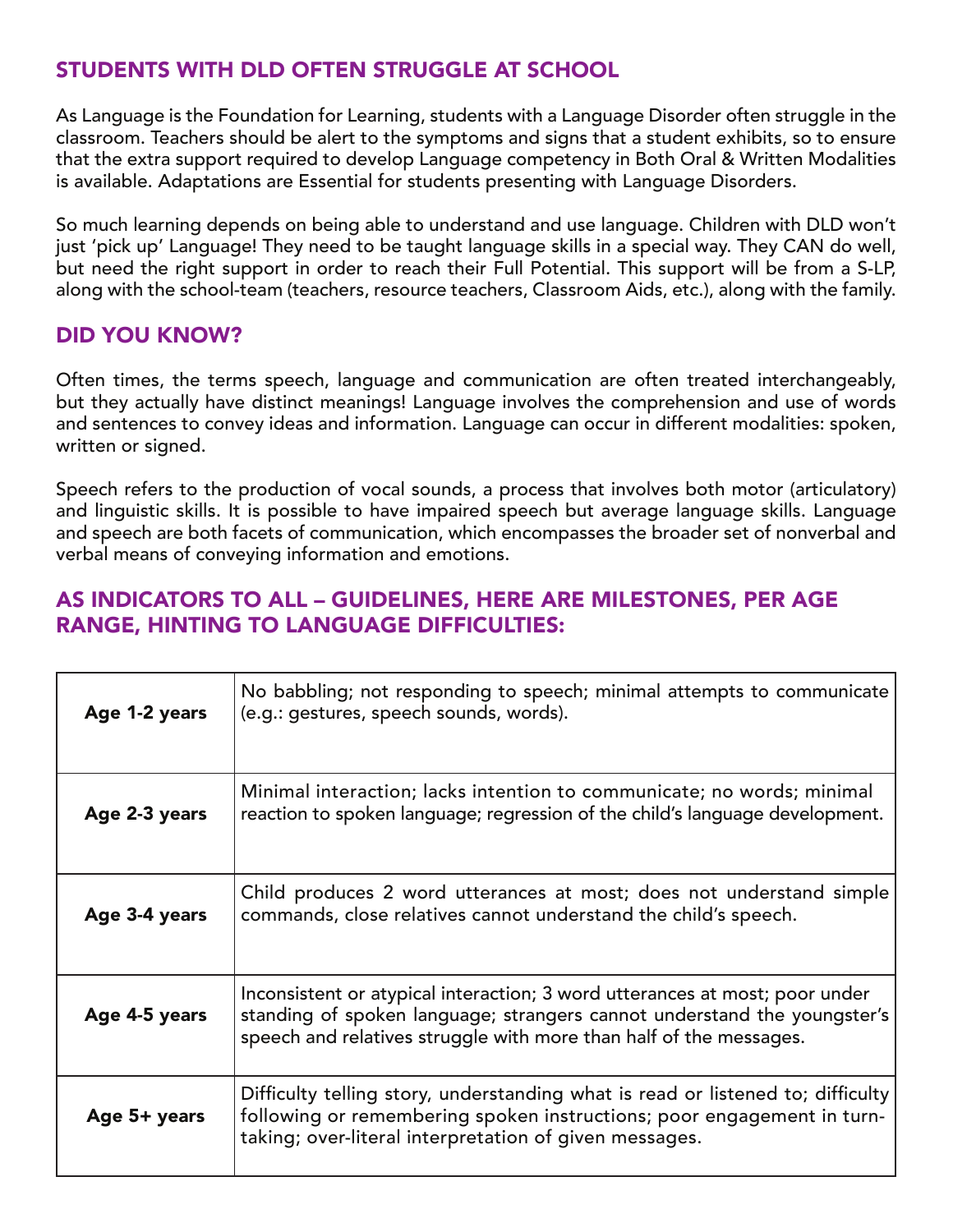## STUDENTS WITH DLD OFTEN STRUGGLE AT SCHOOL

As Language is the Foundation for Learning, students with a Language Disorder often struggle in the classroom. Teachers should be alert to the symptoms and signs that a student exhibits, so to ensure that the extra support required to develop Language competency in Both Oral & Written Modalities is available. Adaptations are Essential for students presenting with Language Disorders.

So much learning depends on being able to understand and use language. Children with DLD won't just 'pick up' Language! They need to be taught language skills in a special way. They CAN do well, but need the right support in order to reach their Full Potential. This support will be from a S-LP, along with the school-team (teachers, resource teachers, Classroom Aids, etc.), along with the family.

## DID YOU KNOW?

Often times, the terms speech, language and communication are often treated interchangeably, but they actually have distinct meanings! Language involves the comprehension and use of words and sentences to convey ideas and information. Language can occur in different modalities: spoken, written or signed.

Speech refers to the production of vocal sounds, a process that involves both motor (articulatory) and linguistic skills. It is possible to have impaired speech but average language skills. Language and speech are both facets of communication, which encompasses the broader set of nonverbal and verbal means of conveying information and emotions.

## AS INDICATORS TO ALL – GUIDELINES, HERE ARE MILESTONES, PER AGE RANGE, HINTING TO LANGUAGE DIFFICULTIES:

| | |
|---|---|
| **Age 1-2 years** | No babbling; not responding to speech; minimal attempts to communicate (e.g.: gestures, speech sounds, words). |
| **Age 2-3 years** | Minimal interaction; lacks intention to communicate; no words; minimal reaction to spoken language; regression of the child's language development. |
| **Age 3-4 years** | Child produces 2 word utterances at most; does not understand simple commands, close relatives cannot understand the child's speech. |
| **Age 4-5 years** | Inconsistent or atypical interaction; 3 word utterances at most; poor under standing of spoken language; strangers cannot understand the youngster's speech and relatives struggle with more than half of the messages. |
| **Age 5+ years** | Difficulty telling story, understanding what is read or listened to; difficulty following or remembering spoken instructions; poor engagement in turn-taking; over-literal interpretation of given messages. |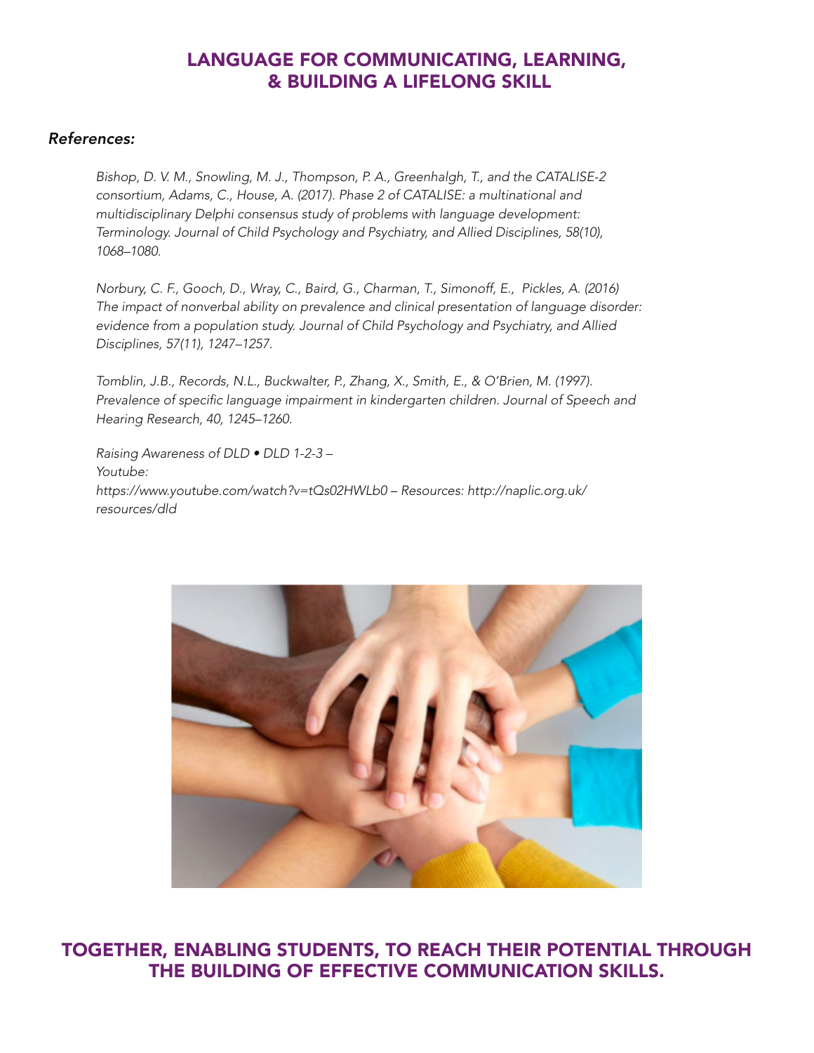# LANGUAGE FOR COMMUNICATING, LEARNING, & BUILDING A LIFELONG SKILL

## *References:*

*Bishop, D. V. M., Snowling, M. J., Thompson, P. A., Greenhalgh, T., and the CATALISE-2 consortium, Adams, C., House, A. (2017). Phase 2 of CATALISE: a multinational and multidisciplinary Delphi consensus study of problems with language development: Terminology. Journal of Child Psychology and Psychiatry, and Allied Disciplines, 58(10), 1068–1080.*

*Norbury, C. F., Gooch, D., Wray, C., Baird, G., Charman, T., Simonoff, E., Pickles, A. (2016) The impact of nonverbal ability on prevalence and clinical presentation of language disorder: evidence from a population study. Journal of Child Psychology and Psychiatry, and Allied Disciplines, 57(11), 1247–1257.*

*Tomblin, J.B., Records, N.L., Buckwalter, P., Zhang, X., Smith, E., & O'Brien, M. (1997). Prevalence of specific language impairment in kindergarten children. Journal of Speech and Hearing Research, 40, 1245–1260.*

*Raising Awareness of DLD • DLD 1-2-3 –*
*Youtube:*
*https://www.youtube.com/watch?v=tQs02HWLb0 – Resources: http://naplic.org.uk/resources/dld*

## TOGETHER, ENABLING STUDENTS, TO REACH THEIR POTENTIAL THROUGH THE BUILDING OF EFFECTIVE COMMUNICATION SKILLS.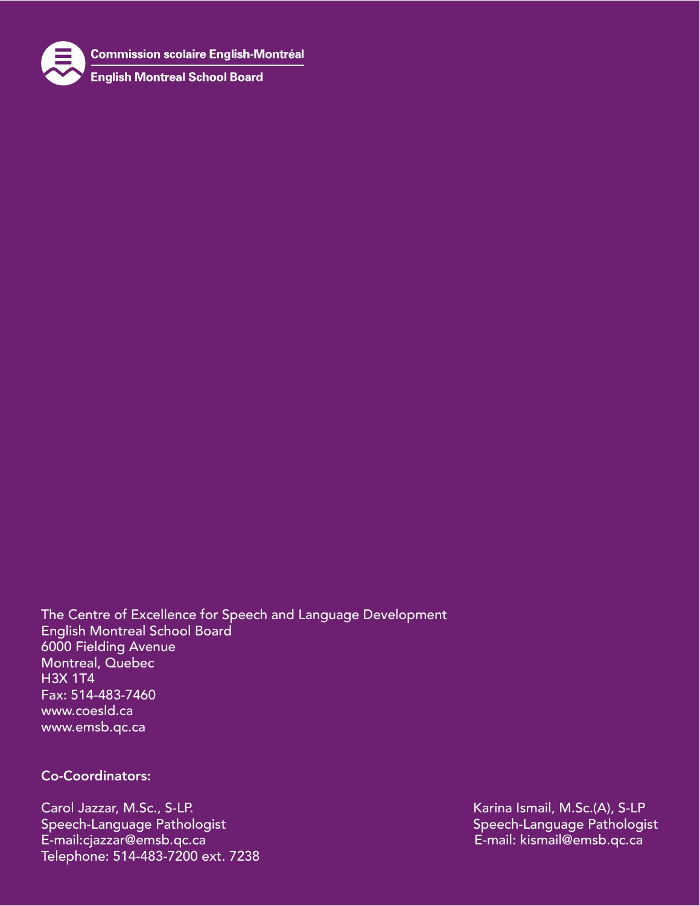Commission scolaire English-Montréal
English Montreal School Board

The Centre of Excellence for Speech and Language Development
English Montreal School Board
6000 Fielding Avenue
Montreal, Quebec
H3X 1T4
Fax: 514-483-7460
www.coesld.ca
www.emsb.qc.ca

**Co-Coordinators:**

Carol Jazzar, M.Sc., S-LP.
Speech-Language Pathologist
E-mail:cjazzar@emsb.qc.ca
Telephone: 514-483-7200 ext. 7238

Karina Ismail, M.Sc.(A), S-LP
Speech-Language Pathologist
E-mail: kismail@emsb.qc.ca